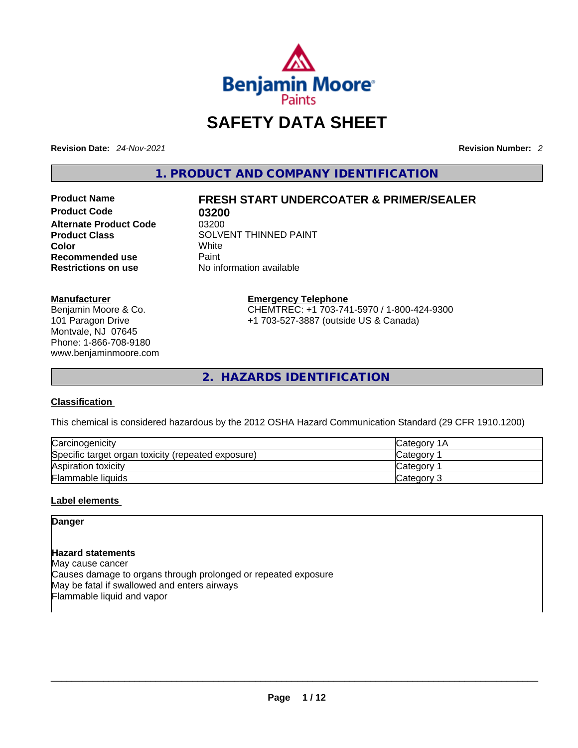# SAFETY DATA SHEET

**Revision Date:** *24-Nov-2021*

**Revision Number:** *2*

## 1. PRODUCT AND COMPANY IDENTIFICATION

| | |
|---|---|
| **Product Name** | **FRESH START UNDERCOATER & PRIMER/SEALER** |
| **Product Code** | **03200** |
| **Alternate Product Code** | 03200 |
| **Product Class** | SOLVENT THINNED PAINT |
| **Color** | White |
| **Recommended use** | Paint |
| **Restrictions on use** | No information available |

**Manufacturer**
Benjamin Moore & Co.
101 Paragon Drive
Montvale, NJ 07645
Phone: 1-866-708-9180
www.benjaminmoore.com

**Emergency Telephone**
CHEMTREC: +1 703-741-5970 / 1-800-424-9300
+1 703-527-3887 (outside US & Canada)

## 2. HAZARDS IDENTIFICATION

### Classification

This chemical is considered hazardous by the 2012 OSHA Hazard Communication Standard (29 CFR 1910.1200)

| | |
|---|---|
| Carcinogenicity | Category 1A |
| Specific target organ toxicity (repeated exposure) | Category 1 |
| Aspiration toxicity | Category 1 |
| Flammable liquids | Category 3 |

### Label elements

**Danger**

**Hazard statements**
May cause cancer
Causes damage to organs through prolonged or repeated exposure
May be fatal if swallowed and enters airways
Flammable liquid and vapor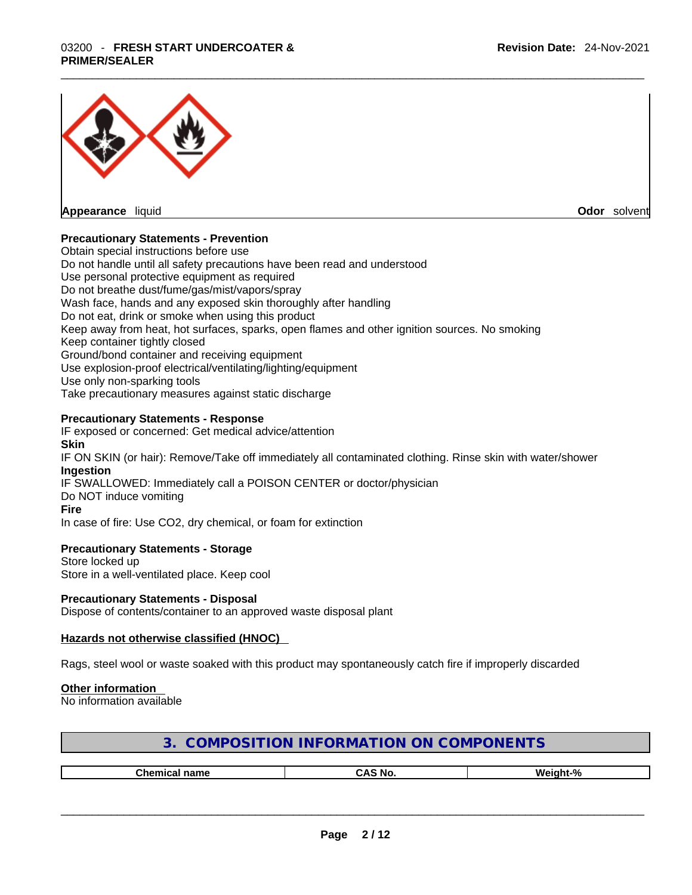Appearance liquid

Odor solvent

**Precautionary Statements - Prevention**

Obtain special instructions before use
Do not handle until all safety precautions have been read and understood
Use personal protective equipment as required
Do not breathe dust/fume/gas/mist/vapors/spray
Wash face, hands and any exposed skin thoroughly after handling
Do not eat, drink or smoke when using this product
Keep away from heat, hot surfaces, sparks, open flames and other ignition sources. No smoking
Keep container tightly closed
Ground/bond container and receiving equipment
Use explosion-proof electrical/ventilating/lighting/equipment
Use only non-sparking tools
Take precautionary measures against static discharge

**Precautionary Statements - Response**

IF exposed or concerned: Get medical advice/attention

**Skin**

IF ON SKIN (or hair): Remove/Take off immediately all contaminated clothing. Rinse skin with water/shower

**Ingestion**

IF SWALLOWED: Immediately call a POISON CENTER or doctor/physician
Do NOT induce vomiting

**Fire**

In case of fire: Use CO2, dry chemical, or foam for extinction

**Precautionary Statements - Storage**

Store locked up
Store in a well-ventilated place. Keep cool

**Precautionary Statements - Disposal**

Dispose of contents/container to an approved waste disposal plant

**Hazards not otherwise classified (HNOC)**

Rags, steel wool or waste soaked with this product may spontaneously catch fire if improperly discarded

**Other information**

No information available

## 3. COMPOSITION INFORMATION ON COMPONENTS

| Chemical name | CAS No. | Weight-% |
| --- | --- | --- |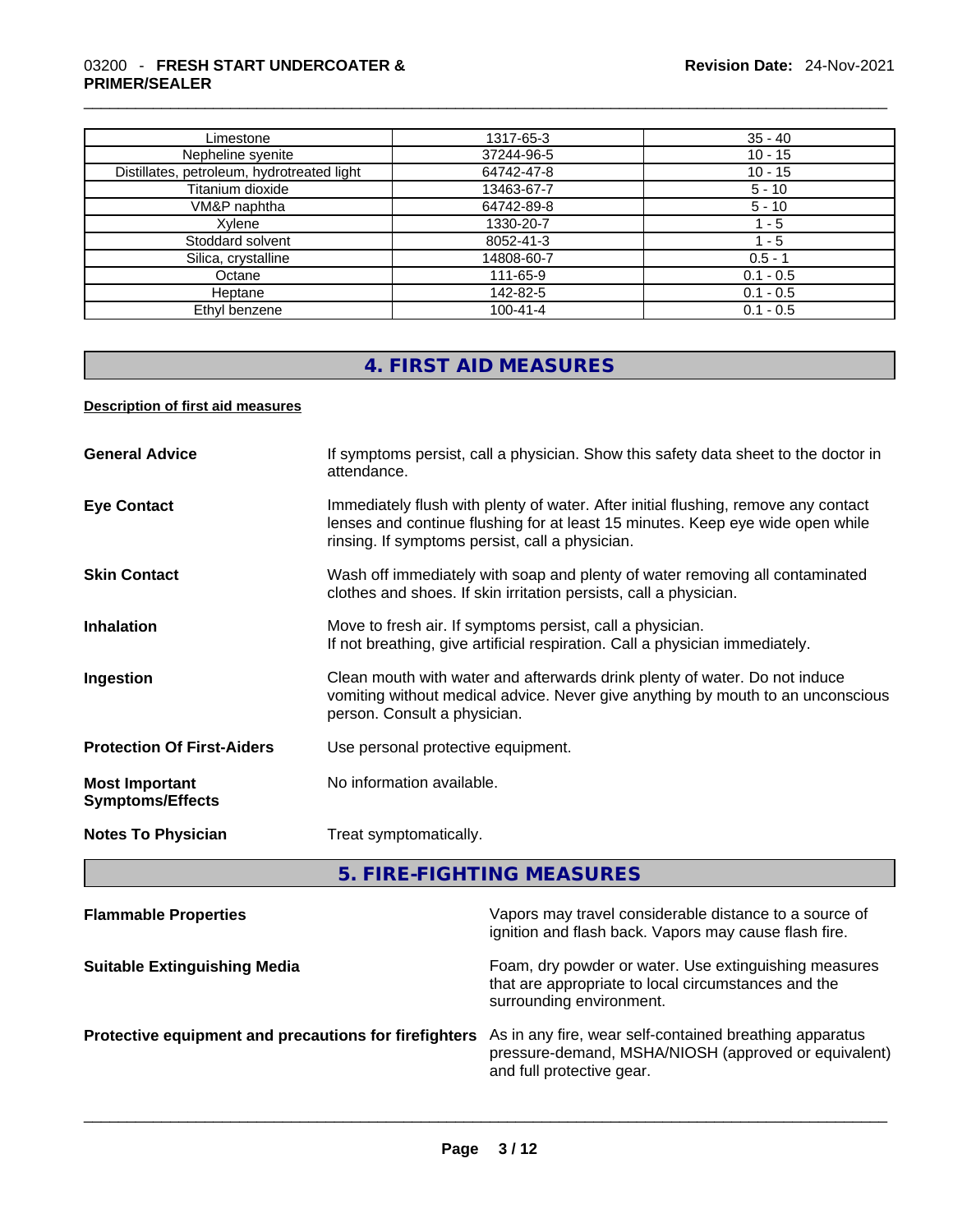| Limestone | 1317-65-3 | 35 - 40 |
|---|---|---|
| Nepheline syenite | 37244-96-5 | 10 - 15 |
| Distillates, petroleum, hydrotreated light | 64742-47-8 | 10 - 15 |
| Titanium dioxide | 13463-67-7 | 5 - 10 |
| VM&P naphtha | 64742-89-8 | 5 - 10 |
| Xylene | 1330-20-7 | 1 - 5 |
| Stoddard solvent | 8052-41-3 | 1 - 5 |
| Silica, crystalline | 14808-60-7 | 0.5 - 1 |
| Octane | 111-65-9 | 0.1 - 0.5 |
| Heptane | 142-82-5 | 0.1 - 0.5 |
| Ethyl benzene | 100-41-4 | 0.1 - 0.5 |

## 4. FIRST AID MEASURES

**Description of first aid measures**

**General Advice** — If symptoms persist, call a physician. Show this safety data sheet to the doctor in attendance.

**Eye Contact** — Immediately flush with plenty of water. After initial flushing, remove any contact lenses and continue flushing for at least 15 minutes. Keep eye wide open while rinsing. If symptoms persist, call a physician.

**Skin Contact** — Wash off immediately with soap and plenty of water removing all contaminated clothes and shoes. If skin irritation persists, call a physician.

**Inhalation** — Move to fresh air. If symptoms persist, call a physician.
If not breathing, give artificial respiration. Call a physician immediately.

**Ingestion** — Clean mouth with water and afterwards drink plenty of water. Do not induce vomiting without medical advice. Never give anything by mouth to an unconscious person. Consult a physician.

**Protection Of First-Aiders** — Use personal protective equipment.

**Most Important Symptoms/Effects** — No information available.

**Notes To Physician** — Treat symptomatically.

## 5. FIRE-FIGHTING MEASURES

**Flammable Properties** — Vapors may travel considerable distance to a source of ignition and flash back. Vapors may cause flash fire.

**Suitable Extinguishing Media** — Foam, dry powder or water. Use extinguishing measures that are appropriate to local circumstances and the surrounding environment.

**Protective equipment and precautions for firefighters** — As in any fire, wear self-contained breathing apparatus pressure-demand, MSHA/NIOSH (approved or equivalent) and full protective gear.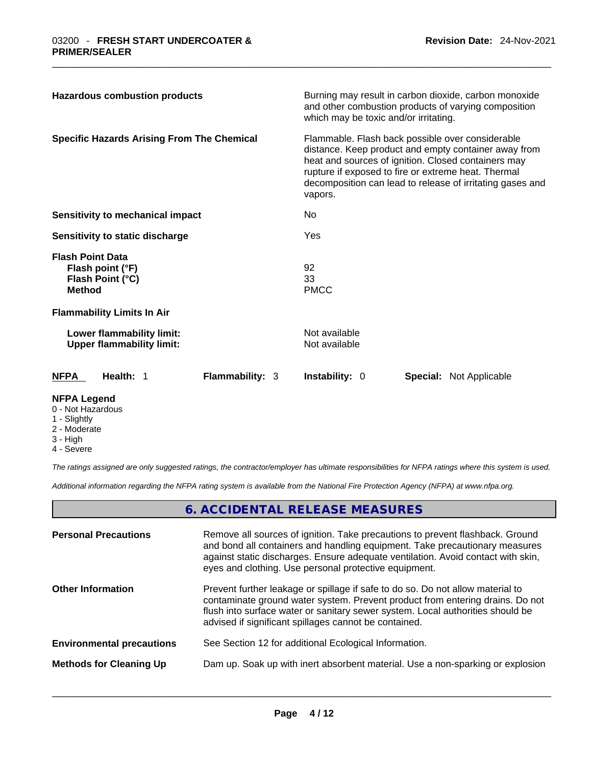**Hazardous combustion products**

Burning may result in carbon dioxide, carbon monoxide and other combustion products of varying composition which may be toxic and/or irritating.

**Specific Hazards Arising From The Chemical**

Flammable. Flash back possible over considerable distance. Keep product and empty container away from heat and sources of ignition. Closed containers may rupture if exposed to fire or extreme heat. Thermal decomposition can lead to release of irritating gases and vapors.

| | |
|---|---|
| **Sensitivity to mechanical impact** | No |
| **Sensitivity to static discharge** | Yes |
| **Flash Point Data** | |
| **Flash point (°F)** | 92 |
| **Flash Point (°C)** | 33 |
| **Method** | PMCC |
| **Flammability Limits In Air** | |
| **Lower flammability limit:** | Not available |
| **Upper flammability limit:** | Not available |

| NFPA | Health: 1 | Flammability: 3 | Instability: 0 | Special: Not Applicable |
|---|---|---|---|---|

**NFPA Legend**

- 0 - Not Hazardous
- 1 - Slightly
- 2 - Moderate
- 3 - High
- 4 - Severe

*The ratings assigned are only suggested ratings, the contractor/employer has ultimate responsibilities for NFPA ratings where this system is used.*

*Additional information regarding the NFPA rating system is available from the National Fire Protection Agency (NFPA) at www.nfpa.org.*

## 6. ACCIDENTAL RELEASE MEASURES

**Personal Precautions**

Remove all sources of ignition. Take precautions to prevent flashback. Ground and bond all containers and handling equipment. Take precautionary measures against static discharges. Ensure adequate ventilation. Avoid contact with skin, eyes and clothing. Use personal protective equipment.

**Other Information**

Prevent further leakage or spillage if safe to do so. Do not allow material to contaminate ground water system. Prevent product from entering drains. Do not flush into surface water or sanitary sewer system. Local authorities should be advised if significant spillages cannot be contained.

**Environmental precautions**

See Section 12 for additional Ecological Information.

**Methods for Cleaning Up**

Dam up. Soak up with inert absorbent material. Use a non-sparking or explosion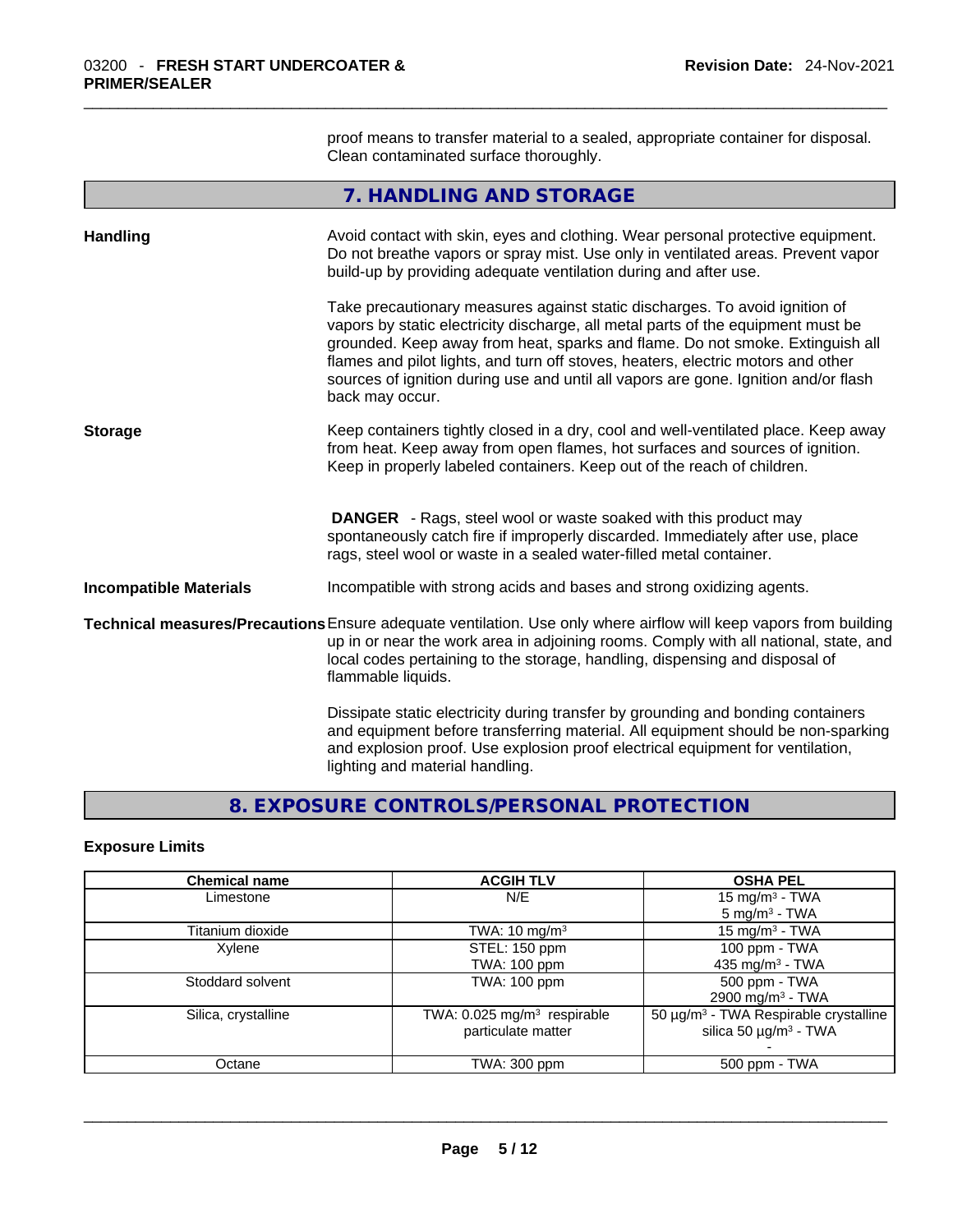proof means to transfer material to a sealed, appropriate container for disposal. Clean contaminated surface thoroughly.

## 7. HANDLING AND STORAGE

**Handling**

Avoid contact with skin, eyes and clothing. Wear personal protective equipment. Do not breathe vapors or spray mist. Use only in ventilated areas. Prevent vapor build-up by providing adequate ventilation during and after use.

Take precautionary measures against static discharges. To avoid ignition of vapors by static electricity discharge, all metal parts of the equipment must be grounded. Keep away from heat, sparks and flame. Do not smoke. Extinguish all flames and pilot lights, and turn off stoves, heaters, electric motors and other sources of ignition during use and until all vapors are gone. Ignition and/or flash back may occur.

**Storage**

Keep containers tightly closed in a dry, cool and well-ventilated place. Keep away from heat. Keep away from open flames, hot surfaces and sources of ignition. Keep in properly labeled containers. Keep out of the reach of children.

**DANGER** - Rags, steel wool or waste soaked with this product may spontaneously catch fire if improperly discarded. Immediately after use, place rags, steel wool or waste in a sealed water-filled metal container.

**Incompatible Materials**

Incompatible with strong acids and bases and strong oxidizing agents.

**Technical measures/Precautions**

Ensure adequate ventilation. Use only where airflow will keep vapors from building up in or near the work area in adjoining rooms. Comply with all national, state, and local codes pertaining to the storage, handling, dispensing and disposal of flammable liquids.

Dissipate static electricity during transfer by grounding and bonding containers and equipment before transferring material. All equipment should be non-sparking and explosion proof. Use explosion proof electrical equipment for ventilation, lighting and material handling.

## 8. EXPOSURE CONTROLS/PERSONAL PROTECTION

### Exposure Limits

| Chemical name | ACGIH TLV | OSHA PEL |
|---|---|---|
| Limestone | N/E | 15 mg/m³ - TWA<br>5 mg/m³ - TWA |
| Titanium dioxide | TWA: 10 mg/m³ | 15 mg/m³ - TWA |
| Xylene | STEL: 150 ppm<br>TWA: 100 ppm | 100 ppm - TWA<br>435 mg/m³ - TWA |
| Stoddard solvent | TWA: 100 ppm | 500 ppm - TWA<br>2900 mg/m³ - TWA |
| Silica, crystalline | TWA: 0.025 mg/m³ respirable particulate matter | 50 µg/m³ - TWA Respirable crystalline silica 50 µg/m³ - TWA<br>- |
| Octane | TWA: 300 ppm | 500 ppm - TWA |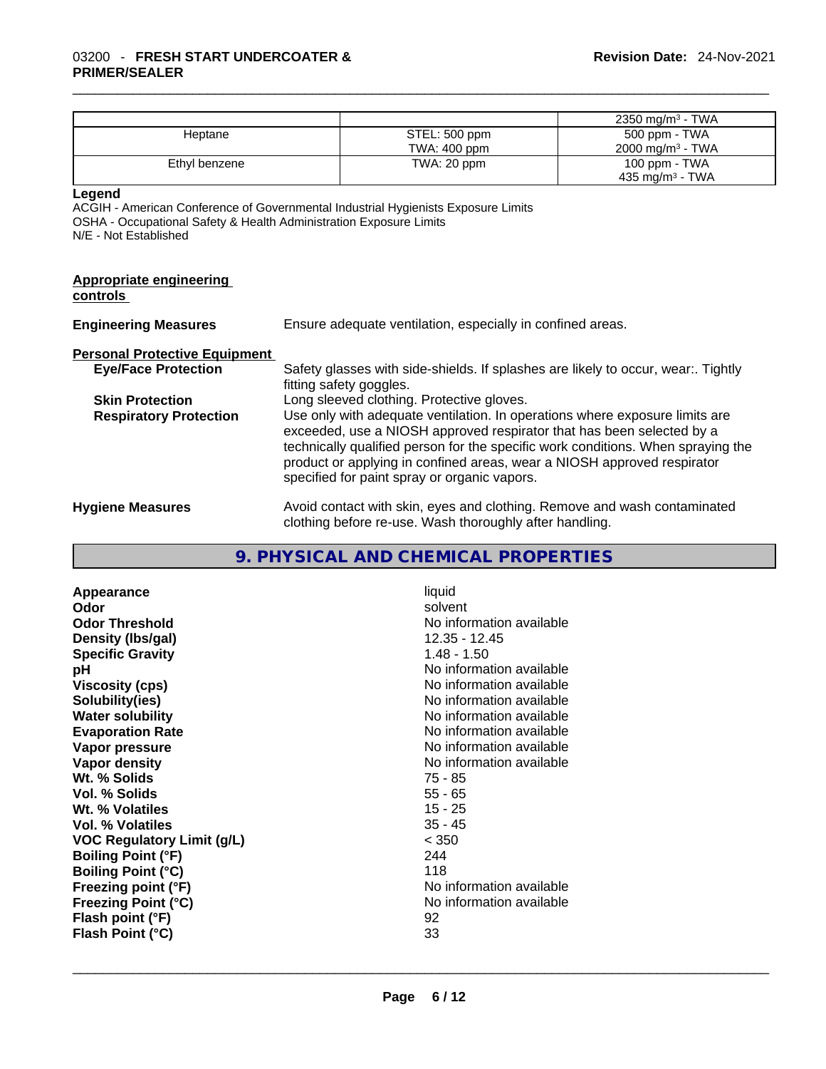| | | |
|---|---|---|
| | | 2350 mg/m³ - TWA |
| Heptane | STEL: 500 ppm<br>TWA: 400 ppm | 500 ppm - TWA<br>2000 mg/m³ - TWA |
| Ethyl benzene | TWA: 20 ppm | 100 ppm - TWA<br>435 mg/m³ - TWA |

**Legend**

ACGIH - American Conference of Governmental Industrial Hygienists Exposure Limits
OSHA - Occupational Safety & Health Administration Exposure Limits
N/E - Not Established

**Appropriate engineering controls**

**Engineering Measures** Ensure adequate ventilation, especially in confined areas.

**Personal Protective Equipment**

**Eye/Face Protection** Safety glasses with side-shields. If splashes are likely to occur, wear:. Tightly fitting safety goggles.

**Skin Protection** Long sleeved clothing. Protective gloves.

**Respiratory Protection** Use only with adequate ventilation. In operations where exposure limits are exceeded, use a NIOSH approved respirator that has been selected by a technically qualified person for the specific work conditions. When spraying the product or applying in confined areas, wear a NIOSH approved respirator specified for paint spray or organic vapors.

**Hygiene Measures** Avoid contact with skin, eyes and clothing. Remove and wash contaminated clothing before re-use. Wash thoroughly after handling.

## 9. PHYSICAL AND CHEMICAL PROPERTIES

| | |
|---|---|
| **Appearance** | liquid |
| **Odor** | solvent |
| **Odor Threshold** | No information available |
| **Density (lbs/gal)** | 12.35 - 12.45 |
| **Specific Gravity** | 1.48 - 1.50 |
| **pH** | No information available |
| **Viscosity (cps)** | No information available |
| **Solubility(ies)** | No information available |
| **Water solubility** | No information available |
| **Evaporation Rate** | No information available |
| **Vapor pressure** | No information available |
| **Vapor density** | No information available |
| **Wt. % Solids** | 75 - 85 |
| **Vol. % Solids** | 55 - 65 |
| **Wt. % Volatiles** | 15 - 25 |
| **Vol. % Volatiles** | 35 - 45 |
| **VOC Regulatory Limit (g/L)** | < 350 |
| **Boiling Point (°F)** | 244 |
| **Boiling Point (°C)** | 118 |
| **Freezing point (°F)** | No information available |
| **Freezing Point (°C)** | No information available |
| **Flash point (°F)** | 92 |
| **Flash Point (°C)** | 33 |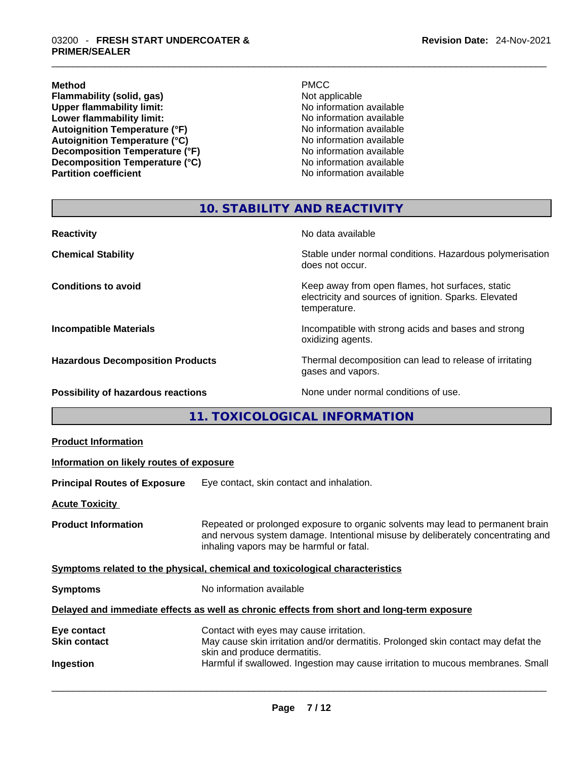| | |
|---|---|
| **Method** | PMCC |
| **Flammability (solid, gas)** | Not applicable |
| **Upper flammability limit:** | No information available |
| **Lower flammability limit:** | No information available |
| **Autoignition Temperature (°F)** | No information available |
| **Autoignition Temperature (°C)** | No information available |
| **Decomposition Temperature (°F)** | No information available |
| **Decomposition Temperature (°C)** | No information available |
| **Partition coefficient** | No information available |

## 10. STABILITY AND REACTIVITY

| | |
|---|---|
| **Reactivity** | No data available |
| **Chemical Stability** | Stable under normal conditions. Hazardous polymerisation does not occur. |
| **Conditions to avoid** | Keep away from open flames, hot surfaces, static electricity and sources of ignition. Sparks. Elevated temperature. |
| **Incompatible Materials** | Incompatible with strong acids and bases and strong oxidizing agents. |
| **Hazardous Decomposition Products** | Thermal decomposition can lead to release of irritating gases and vapors. |
| **Possibility of hazardous reactions** | None under normal conditions of use. |

## 11. TOXICOLOGICAL INFORMATION

**Product Information**

**Information on likely routes of exposure**

**Principal Routes of Exposure** Eye contact, skin contact and inhalation.

**Acute Toxicity**

**Product Information** Repeated or prolonged exposure to organic solvents may lead to permanent brain and nervous system damage. Intentional misuse by deliberately concentrating and inhaling vapors may be harmful or fatal.

**Symptoms related to the physical, chemical and toxicological characteristics**

**Symptoms** No information available

**Delayed and immediate effects as well as chronic effects from short and long-term exposure**

| | |
|---|---|
| **Eye contact** | Contact with eyes may cause irritation. |
| **Skin contact** | May cause skin irritation and/or dermatitis. Prolonged skin contact may defat the skin and produce dermatitis. |
| **Ingestion** | Harmful if swallowed. Ingestion may cause irritation to mucous membranes. Small |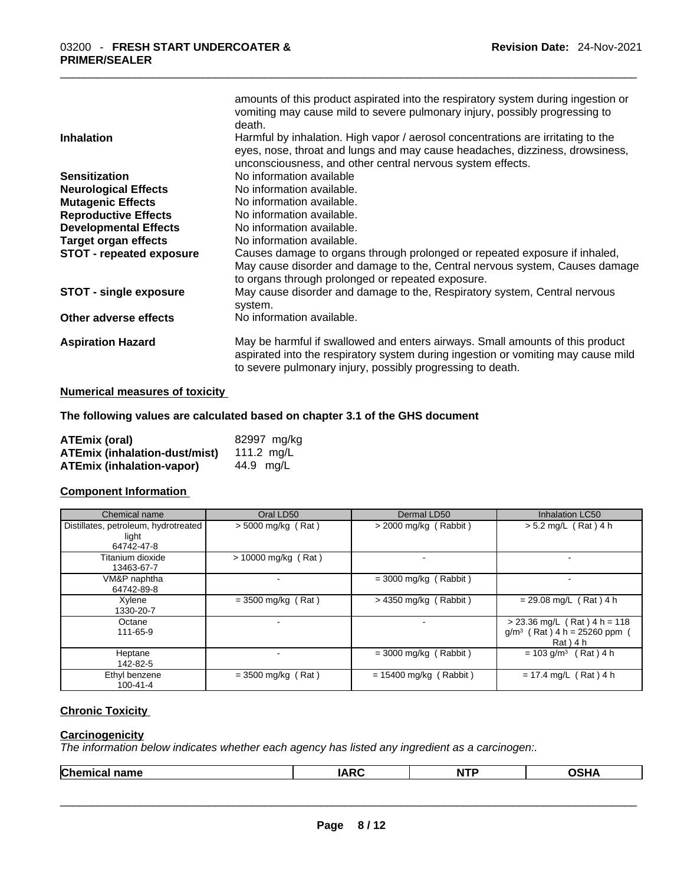amounts of this product aspirated into the respiratory system during ingestion or vomiting may cause mild to severe pulmonary injury, possibly progressing to death.

**Inhalation** Harmful by inhalation. High vapor / aerosol concentrations are irritating to the eyes, nose, throat and lungs and may cause headaches, dizziness, drowsiness, unconsciousness, and other central nervous system effects.

**Sensitization** No information available

**Neurological Effects** No information available.

**Mutagenic Effects** No information available.

**Reproductive Effects** No information available.

**Developmental Effects** No information available.

**Target organ effects** No information available.

**STOT - repeated exposure** Causes damage to organs through prolonged or repeated exposure if inhaled, May cause disorder and damage to the, Central nervous system, Causes damage to organs through prolonged or repeated exposure.

**STOT - single exposure** May cause disorder and damage to the, Respiratory system, Central nervous system.

**Other adverse effects** No information available.

**Aspiration Hazard** May be harmful if swallowed and enters airways. Small amounts of this product aspirated into the respiratory system during ingestion or vomiting may cause mild to severe pulmonary injury, possibly progressing to death.

**Numerical measures of toxicity**

**The following values are calculated based on chapter 3.1 of the GHS document**

**ATEmix (oral)** 82997 mg/kg
**ATEmix (inhalation-dust/mist)** 111.2 mg/L
**ATEmix (inhalation-vapor)** 44.9 mg/L

**Component Information**

| Chemical name | Oral LD50 | Dermal LD50 | Inhalation LC50 |
|---|---|---|---|
| Distillates, petroleum, hydrotreated light 64742-47-8 | > 5000 mg/kg ( Rat ) | > 2000 mg/kg ( Rabbit ) | > 5.2 mg/L ( Rat ) 4 h |
| Titanium dioxide 13463-67-7 | > 10000 mg/kg ( Rat ) | - | - |
| VM&P naphtha 64742-89-8 | - | = 3000 mg/kg ( Rabbit ) | - |
| Xylene 1330-20-7 | = 3500 mg/kg ( Rat ) | > 4350 mg/kg ( Rabbit ) | = 29.08 mg/L ( Rat ) 4 h |
| Octane 111-65-9 | - | - | > 23.36 mg/L ( Rat ) 4 h = 118 $g/m^3$ ( Rat ) 4 h = 25260 ppm ( Rat ) 4 h |
| Heptane 142-82-5 | - | = 3000 mg/kg ( Rabbit ) | = 103 $g/m^3$ ( Rat ) 4 h |
| Ethyl benzene 100-41-4 | = 3500 mg/kg ( Rat ) | = 15400 mg/kg ( Rabbit ) | = 17.4 mg/L ( Rat ) 4 h |

**Chronic Toxicity**

**Carcinogenicity**

*The information below indicates whether each agency has listed any ingredient as a carcinogen:.*

| Chemical name | IARC | NTP | OSHA |
|---|---|---|---|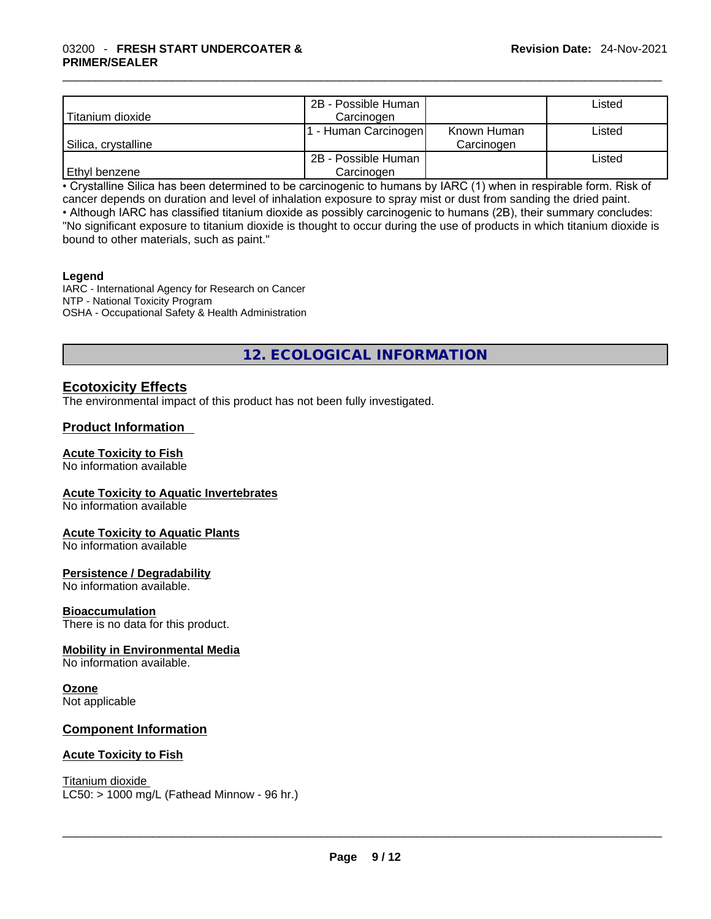| | | | |
|---|---|---|---|
| Titanium dioxide | 2B - Possible Human Carcinogen | | Listed |
| Silica, crystalline | 1 - Human Carcinogen | Known Human Carcinogen | Listed |
| Ethyl benzene | 2B - Possible Human Carcinogen | | Listed |

• Crystalline Silica has been determined to be carcinogenic to humans by IARC (1) when in respirable form. Risk of cancer depends on duration and level of inhalation exposure to spray mist or dust from sanding the dried paint.
• Although IARC has classified titanium dioxide as possibly carcinogenic to humans (2B), their summary concludes: "No significant exposure to titanium dioxide is thought to occur during the use of products in which titanium dioxide is bound to other materials, such as paint."

**Legend**
IARC - International Agency for Research on Cancer
NTP - National Toxicity Program
OSHA - Occupational Safety & Health Administration

## 12. ECOLOGICAL INFORMATION

### Ecotoxicity Effects

The environmental impact of this product has not been fully investigated.

### Product Information

**Acute Toxicity to Fish**
No information available

**Acute Toxicity to Aquatic Invertebrates**
No information available

**Acute Toxicity to Aquatic Plants**
No information available

**Persistence / Degradability**
No information available.

**Bioaccumulation**
There is no data for this product.

**Mobility in Environmental Media**
No information available.

**Ozone**
Not applicable

### Component Information

**Acute Toxicity to Fish**

Titanium dioxide
LC50: > 1000 mg/L (Fathead Minnow - 96 hr.)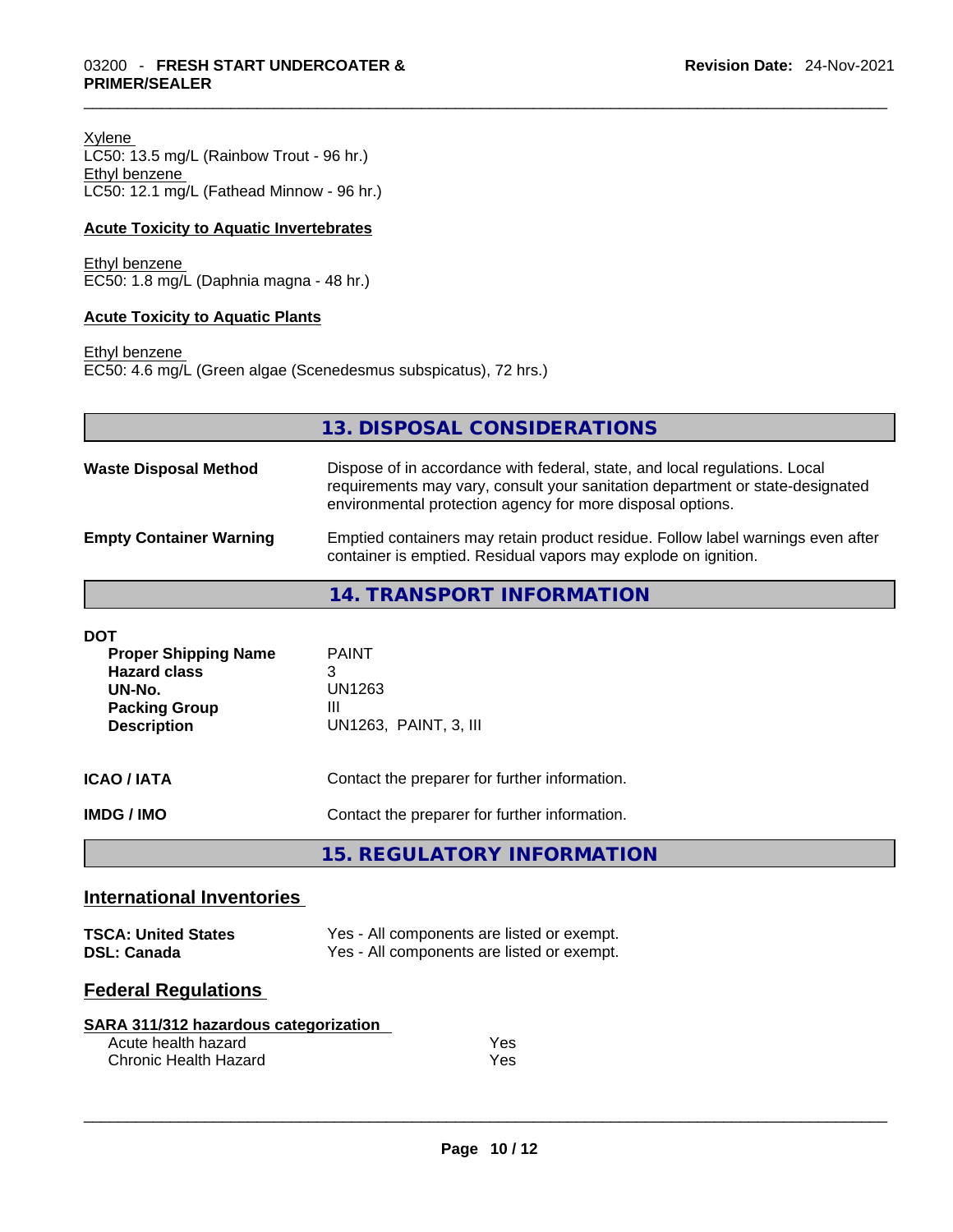Xylene
LC50: 13.5 mg/L (Rainbow Trout - 96 hr.)
Ethyl benzene
LC50: 12.1 mg/L (Fathead Minnow - 96 hr.)

**Acute Toxicity to Aquatic Invertebrates**

Ethyl benzene
EC50: 1.8 mg/L (Daphnia magna - 48 hr.)

**Acute Toxicity to Aquatic Plants**

Ethyl benzene
EC50: 4.6 mg/L (Green algae (Scenedesmus subspicatus), 72 hrs.)

## 13. DISPOSAL CONSIDERATIONS

**Waste Disposal Method** — Dispose of in accordance with federal, state, and local regulations. Local requirements may vary, consult your sanitation department or state-designated environmental protection agency for more disposal options.

**Empty Container Warning** — Emptied containers may retain product residue. Follow label warnings even after container is emptied. Residual vapors may explode on ignition.

## 14. TRANSPORT INFORMATION

**DOT**

| | |
|---|---|
| **Proper Shipping Name** | PAINT |
| **Hazard class** | 3 |
| **UN-No.** | UN1263 |
| **Packing Group** | III |
| **Description** | UN1263, PAINT, 3, III |

**ICAO / IATA** — Contact the preparer for further information.

**IMDG / IMO** — Contact the preparer for further information.

## 15. REGULATORY INFORMATION

### International Inventories

| | |
|---|---|
| **TSCA: United States** | Yes - All components are listed or exempt. |
| **DSL: Canada** | Yes - All components are listed or exempt. |

### Federal Regulations

**SARA 311/312 hazardous categorization**

| | |
|---|---|
| Acute health hazard | Yes |
| Chronic Health Hazard | Yes |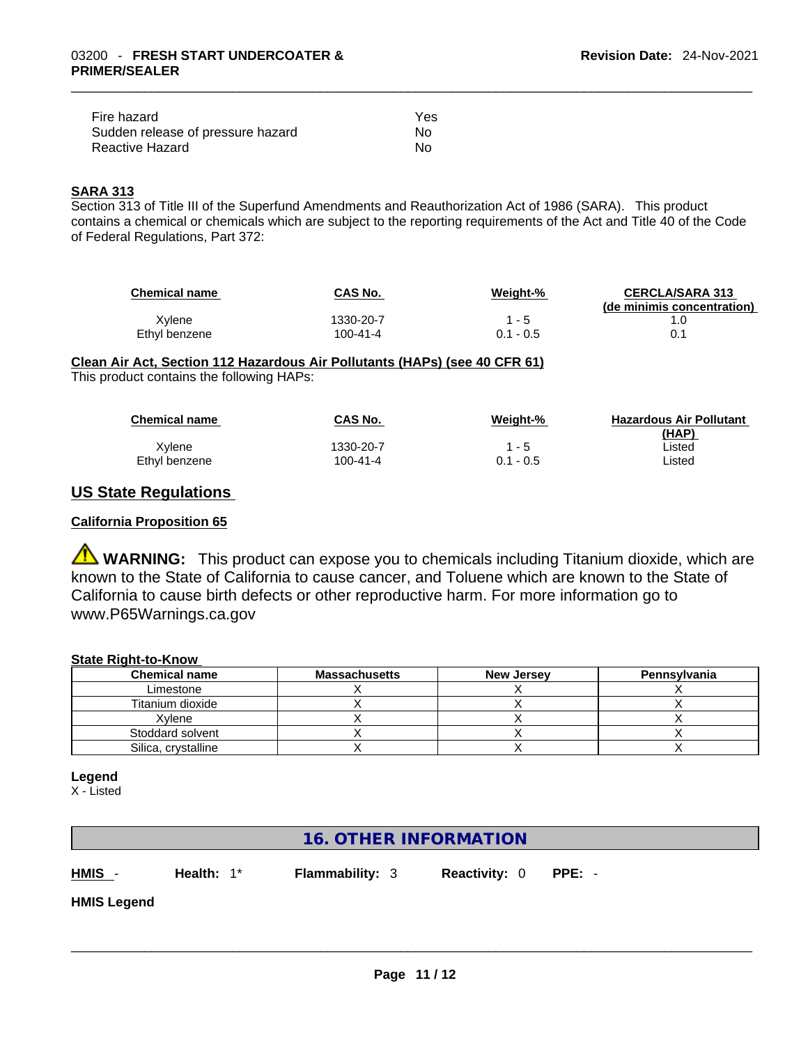| | |
|---|---|
| Fire hazard | Yes |
| Sudden release of pressure hazard | No |
| Reactive Hazard | No |

**SARA 313**

Section 313 of Title III of the Superfund Amendments and Reauthorization Act of 1986 (SARA). This product contains a chemical or chemicals which are subject to the reporting requirements of the Act and Title 40 of the Code of Federal Regulations, Part 372:

| Chemical name | CAS No. | Weight-% | CERCLA/SARA 313 (de minimis concentration) |
|---|---|---|---|
| Xylene | 1330-20-7 | 1 - 5 | 1.0 |
| Ethyl benzene | 100-41-4 | 0.1 - 0.5 | 0.1 |

**Clean Air Act, Section 112 Hazardous Air Pollutants (HAPs) (see 40 CFR 61)**

This product contains the following HAPs:

| Chemical name | CAS No. | Weight-% | Hazardous Air Pollutant (HAP) |
|---|---|---|---|
| Xylene | 1330-20-7 | 1 - 5 | Listed |
| Ethyl benzene | 100-41-4 | 0.1 - 0.5 | Listed |

## US State Regulations

**California Proposition 65**

⚠ **WARNING:** This product can expose you to chemicals including Titanium dioxide, which are known to the State of California to cause cancer, and Toluene which are known to the State of California to cause birth defects or other reproductive harm. For more information go to www.P65Warnings.ca.gov

**State Right-to-Know**

| Chemical name | Massachusetts | New Jersey | Pennsylvania |
|---|---|---|---|
| Limestone | X | X | X |
| Titanium dioxide | X | X | X |
| Xylene | X | X | X |
| Stoddard solvent | X | X | X |
| Silica, crystalline | X | X | X |

**Legend**

X - Listed

## 16. OTHER INFORMATION

**HMIS** - **Health:** 1* **Flammability:** 3 **Reactivity:** 0 **PPE:** -

**HMIS Legend**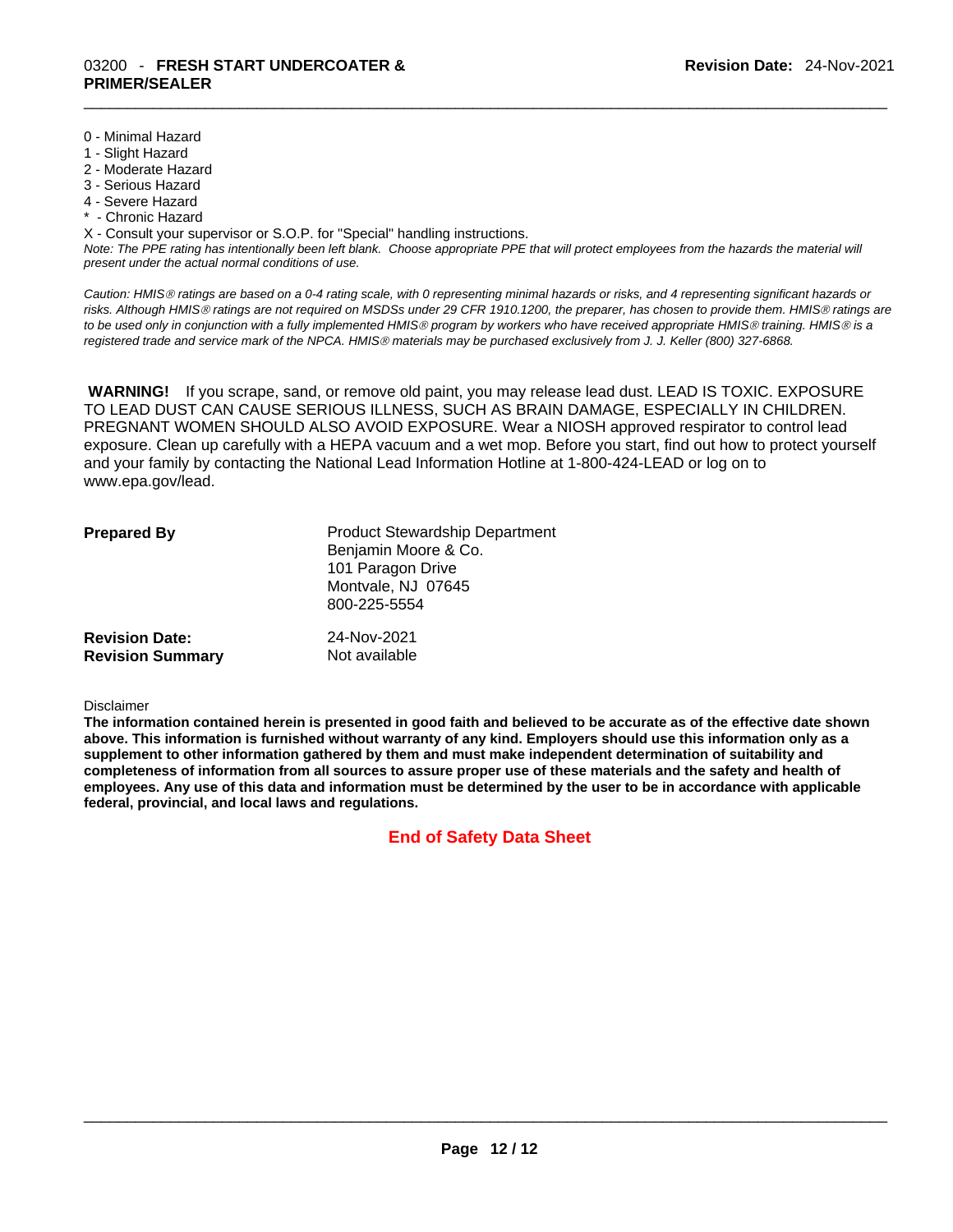0 - Minimal Hazard
1 - Slight Hazard
2 - Moderate Hazard
3 - Serious Hazard
4 - Severe Hazard
* - Chronic Hazard
X - Consult your supervisor or S.O.P. for "Special" handling instructions.

*Note: The PPE rating has intentionally been left blank. Choose appropriate PPE that will protect employees from the hazards the material will present under the actual normal conditions of use.*

*Caution: HMIS® ratings are based on a 0-4 rating scale, with 0 representing minimal hazards or risks, and 4 representing significant hazards or risks. Although HMIS® ratings are not required on MSDSs under 29 CFR 1910.1200, the preparer, has chosen to provide them. HMIS® ratings are to be used only in conjunction with a fully implemented HMIS® program by workers who have received appropriate HMIS® training. HMIS® is a registered trade and service mark of the NPCA. HMIS® materials may be purchased exclusively from J. J. Keller (800) 327-6868.*

**WARNING!** If you scrape, sand, or remove old paint, you may release lead dust. LEAD IS TOXIC. EXPOSURE TO LEAD DUST CAN CAUSE SERIOUS ILLNESS, SUCH AS BRAIN DAMAGE, ESPECIALLY IN CHILDREN. PREGNANT WOMEN SHOULD ALSO AVOID EXPOSURE. Wear a NIOSH approved respirator to control lead exposure. Clean up carefully with a HEPA vacuum and a wet mop. Before you start, find out how to protect yourself and your family by contacting the National Lead Information Hotline at 1-800-424-LEAD or log on to www.epa.gov/lead.

| | |
|---|---|
| **Prepared By** | Product Stewardship Department<br>Benjamin Moore & Co.<br>101 Paragon Drive<br>Montvale, NJ 07645<br>800-225-5554 |
| **Revision Date:** | 24-Nov-2021 |
| **Revision Summary** | Not available |

Disclaimer

**The information contained herein is presented in good faith and believed to be accurate as of the effective date shown above. This information is furnished without warranty of any kind. Employers should use this information only as a supplement to other information gathered by them and must make independent determination of suitability and completeness of information from all sources to assure proper use of these materials and the safety and health of employees. Any use of this data and information must be determined by the user to be in accordance with applicable federal, provincial, and local laws and regulations.**

**End of Safety Data Sheet**